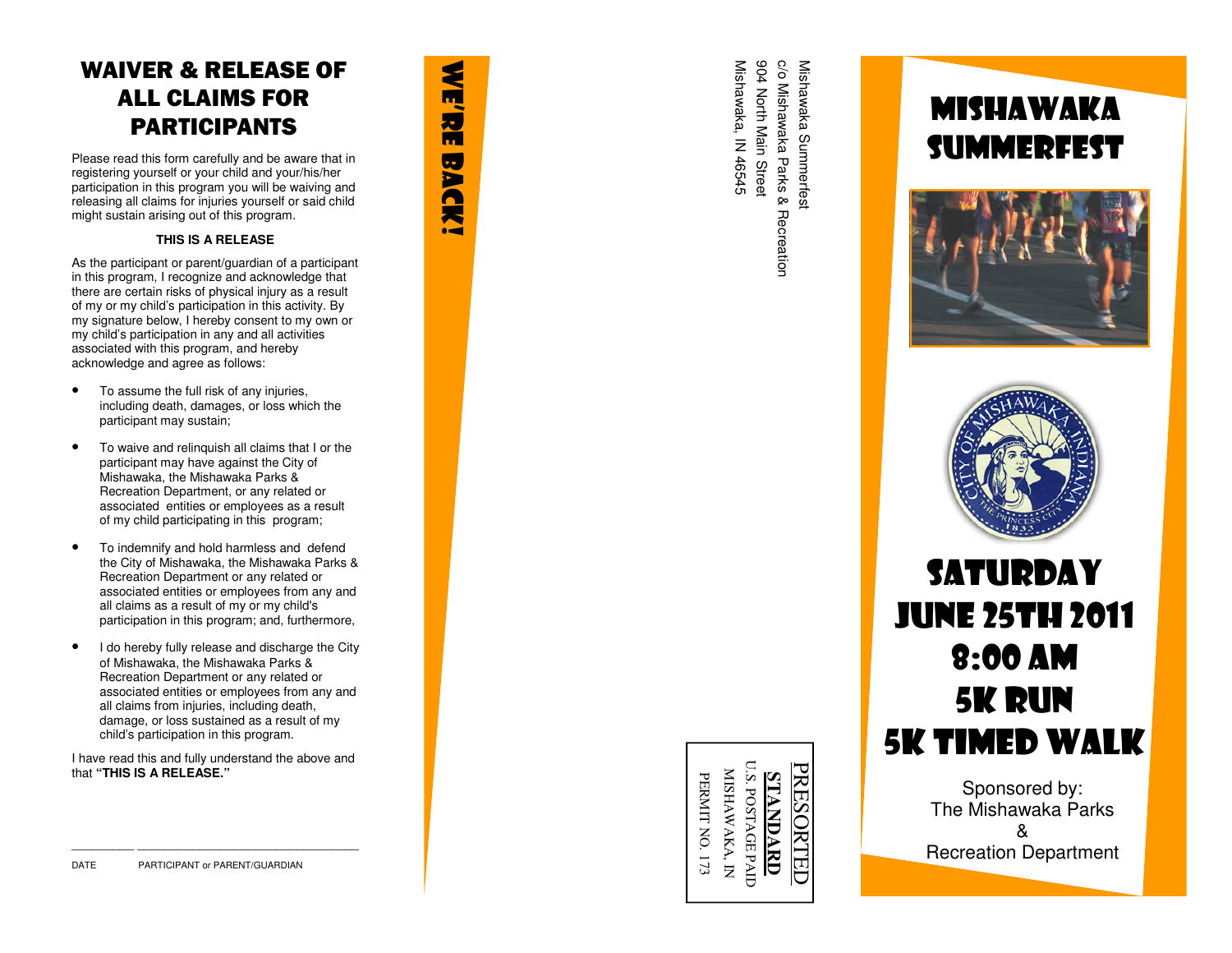# WAIVER & RELEASE OF ALL CLAIMS FOR PARTICIPANTS

Please read this form carefully and be aware that in registering yourself or your child and your/his/her participation in this program you will be waiving and releasing all claims for injuries yourself or said child might sustain arising out of this program.

**THIS IS A RELEASE**

As the participant or parent/guardian of a participant in this program, I recognize and acknowledge that there are certain risks of physical injury as a result of my or my child's participation in this activity. By my signature below, I hereby consent to my own or my child's participation in any and all activities associated with this program, and hereby acknowledge and agree as follows:

- To assume the full risk of any injuries, including death, damages, or loss which the participant may sustain;
- To waive and relinquish all claims that I or the participant may have against the City of Mishawaka, the Mishawaka Parks & Recreation Department, or any related or associated entities or employees as a result of my child participating in this program;
- To indemnify and hold harmless and defend the City of Mishawaka, the Mishawaka Parks & Recreation Department or any related or associated entities or employees from any and all claims as a result of my or my child's participation in this program; and, furthermore,
- I do hereby fully release and discharge the City of Mishawaka, the Mishawaka Parks & Recreation Department or any related or associated entities or employees from any and all claims from injuries, including death, damage, or loss sustained as a result of my child's participation in this program.

I have read this and fully understand the above and that **"THIS IS A RELEASE."**

_________ ________________________________

DATE PARTICIPANT or PARENT/GUARDIAN

## WE'RE BACK!

Mishawaka Summerfest
c/o Mishawaka Parks & Recreation
904 North Main Street
Mishawaka, IN 46545

PRESORTED
**STANDARD**
U.S. POSTAGE PAID
MISHAWAKA, IN
PERMIT NO. 173

# MISHAWAKA SUMMERFEST

## SATURDAY
## JUNE 25TH 2011
## 8:00 AM
## 5K RUN
## 5K TIMED WALK

Sponsored by:
The Mishawaka Parks
&
Recreation Department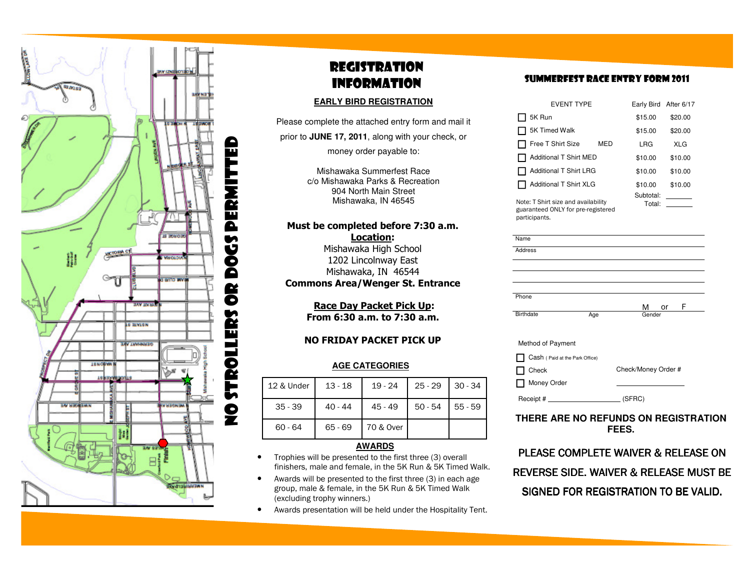**NO STROLLERS OR DOGS PERMITTED**

# REGISTRATION INFORMATION

## EARLY BIRD REGISTRATION

Please complete the attached entry form and mail it prior to **JUNE 17, 2011**, along with your check, or money order payable to:

Mishawaka Summerfest Race
c/o Mishawaka Parks & Recreation
904 North Main Street
Mishawaka, IN 46545

**Must be completed before 7:30 a.m.**
**Location:**
Mishawaka High School
1202 Lincolnway East
Mishawaka, IN 46544
**Commons Area/Wenger St. Entrance**

**Race Day Packet Pick Up:**
**From 6:30 a.m. to 7:30 a.m.**

**NO FRIDAY PACKET PICK UP**

## AGE CATEGORIES

| | | | | |
|---|---|---|---|---|
| 12 & Under | 13 - 18 | 19 - 24 | 25 - 29 | 30 - 34 |
| 35 - 39 | 40 - 44 | 45 - 49 | 50 - 54 | 55 - 59 |
| 60 - 64 | 65 - 69 | 70 & Over | | |

## AWARDS

- Trophies will be presented to the first three (3) overall finishers, male and female, in the 5K Run & 5K Timed Walk.
- Awards will be presented to the first three (3) in each age group, male & female, in the 5K Run & 5K Timed Walk (excluding trophy winners.)
- Awards presentation will be held under the Hospitality Tent.

# SUMMERFEST RACE ENTRY FORM 2011

| EVENT TYPE | | Early Bird | After 6/17 |
|---|---|---|---|
| ☐ 5K Run | | $15.00 | $20.00 |
| ☐ 5K Timed Walk | | $15.00 | $20.00 |
| ☐ Free T Shirt Size | MED | LRG | XLG |
| ☐ Additional T Shirt MED | | $10.00 | $10.00 |
| ☐ Additional T Shirt LRG | | $10.00 | $10.00 |
| ☐ Additional T Shirt XLG | | $10.00 | $10.00 |
| | | Subtotal: | ______ |
| | | Total: | ______ |

Note: T Shirt size and availability guaranteed ONLY for pre-registered participants.

Name ____________________

Address ____________________

Phone ____________________

Birthdate ________ Age ________ Gender M or F

Method of Payment

☐ Cash ( Paid at the Park Office)

☐ Check

☐ Money Order

Check/Money Order # ____________

Receipt # ____________ (SFRC)

**THERE ARE NO REFUNDS ON REGISTRATION FEES.**

PLEASE COMPLETE WAIVER & RELEASE ON REVERSE SIDE. WAIVER & RELEASE MUST BE SIGNED FOR REGISTRATION TO BE VALID.